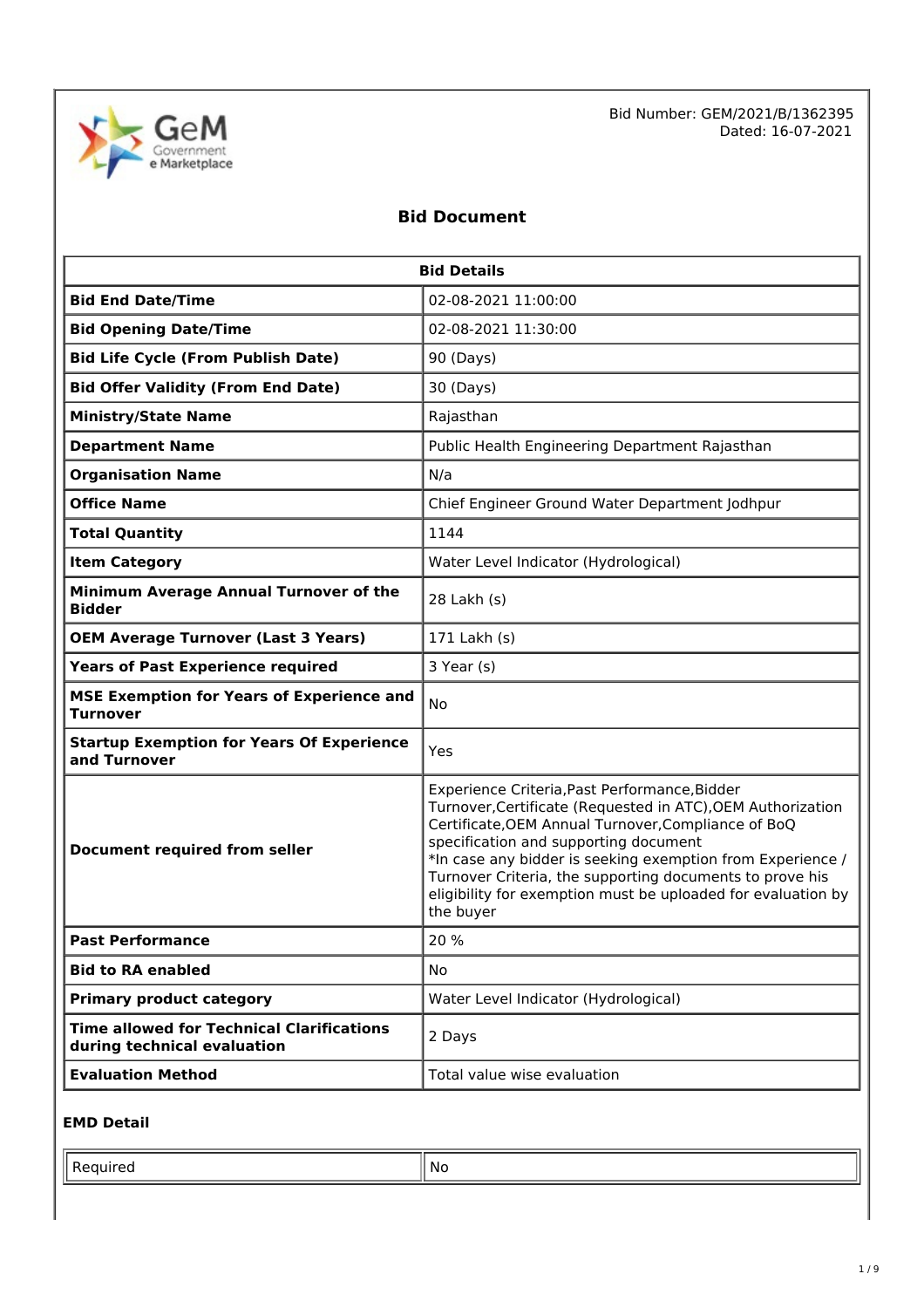Bid Number: GEM/2021/B/1362395
Dated: 16-07-2021

# Bid Document

| Bid Details | |
|---|---|
| **Bid End Date/Time** | 02-08-2021 11:00:00 |
| **Bid Opening Date/Time** | 02-08-2021 11:30:00 |
| **Bid Life Cycle (From Publish Date)** | 90 (Days) |
| **Bid Offer Validity (From End Date)** | 30 (Days) |
| **Ministry/State Name** | Rajasthan |
| **Department Name** | Public Health Engineering Department Rajasthan |
| **Organisation Name** | N/a |
| **Office Name** | Chief Engineer Ground Water Department Jodhpur |
| **Total Quantity** | 1144 |
| **Item Category** | Water Level Indicator (Hydrological) |
| **Minimum Average Annual Turnover of the Bidder** | 28 Lakh (s) |
| **OEM Average Turnover (Last 3 Years)** | 171 Lakh (s) |
| **Years of Past Experience required** | 3 Year (s) |
| **MSE Exemption for Years of Experience and Turnover** | No |
| **Startup Exemption for Years Of Experience and Turnover** | Yes |
| **Document required from seller** | Experience Criteria,Past Performance,Bidder Turnover,Certificate (Requested in ATC),OEM Authorization Certificate,OEM Annual Turnover,Compliance of BoQ specification and supporting document<br>*In case any bidder is seeking exemption from Experience / Turnover Criteria, the supporting documents to prove his eligibility for exemption must be uploaded for evaluation by the buyer |
| **Past Performance** | 20 % |
| **Bid to RA enabled** | No |
| **Primary product category** | Water Level Indicator (Hydrological) |
| **Time allowed for Technical Clarifications during technical evaluation** | 2 Days |
| **Evaluation Method** | Total value wise evaluation |

### EMD Detail

| | |
|---|---|
| Required | No |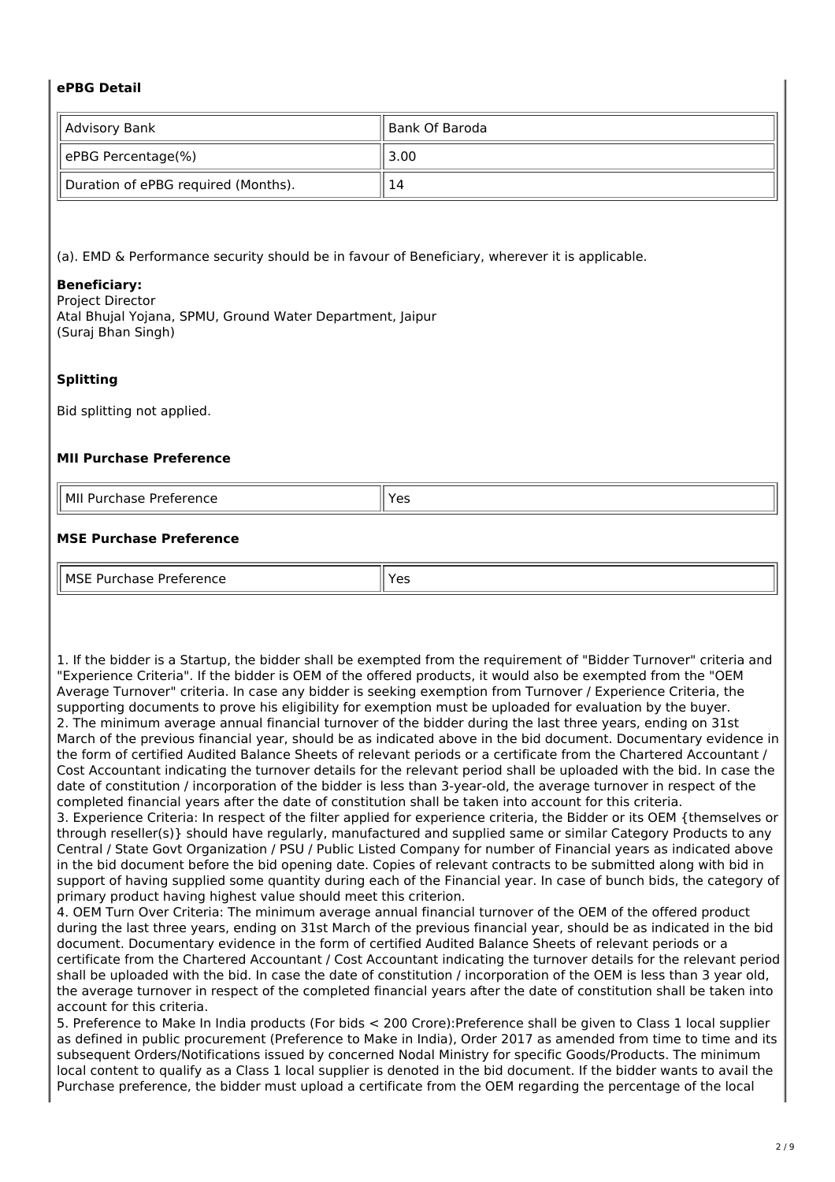### ePBG Detail

| Advisory Bank | Bank Of Baroda |
|---|---|
| ePBG Percentage(%) | 3.00 |
| Duration of ePBG required (Months). | 14 |

(a). EMD & Performance security should be in favour of Beneficiary, wherever it is applicable.

**Beneficiary:**
Project Director
Atal Bhujal Yojana, SPMU, Ground Water Department, Jaipur
(Suraj Bhan Singh)

### Splitting

Bid splitting not applied.

### MII Purchase Preference

| MII Purchase Preference | Yes |
|---|---|

### MSE Purchase Preference

| MSE Purchase Preference | Yes |
|---|---|

1. If the bidder is a Startup, the bidder shall be exempted from the requirement of "Bidder Turnover" criteria and "Experience Criteria". If the bidder is OEM of the offered products, it would also be exempted from the "OEM Average Turnover" criteria. In case any bidder is seeking exemption from Turnover / Experience Criteria, the supporting documents to prove his eligibility for exemption must be uploaded for evaluation by the buyer.
2. The minimum average annual financial turnover of the bidder during the last three years, ending on 31st March of the previous financial year, should be as indicated above in the bid document. Documentary evidence in the form of certified Audited Balance Sheets of relevant periods or a certificate from the Chartered Accountant / Cost Accountant indicating the turnover details for the relevant period shall be uploaded with the bid. In case the date of constitution / incorporation of the bidder is less than 3-year-old, the average turnover in respect of the completed financial years after the date of constitution shall be taken into account for this criteria.
3. Experience Criteria: In respect of the filter applied for experience criteria, the Bidder or its OEM {themselves or through reseller(s)} should have regularly, manufactured and supplied same or similar Category Products to any Central / State Govt Organization / PSU / Public Listed Company for number of Financial years as indicated above in the bid document before the bid opening date. Copies of relevant contracts to be submitted along with bid in support of having supplied some quantity during each of the Financial year. In case of bunch bids, the category of primary product having highest value should meet this criterion.
4. OEM Turn Over Criteria: The minimum average annual financial turnover of the OEM of the offered product during the last three years, ending on 31st March of the previous financial year, should be as indicated in the bid document. Documentary evidence in the form of certified Audited Balance Sheets of relevant periods or a certificate from the Chartered Accountant / Cost Accountant indicating the turnover details for the relevant period shall be uploaded with the bid. In case the date of constitution / incorporation of the OEM is less than 3 year old, the average turnover in respect of the completed financial years after the date of constitution shall be taken into account for this criteria.
5. Preference to Make In India products (For bids < 200 Crore):Preference shall be given to Class 1 local supplier as defined in public procurement (Preference to Make in India), Order 2017 as amended from time to time and its subsequent Orders/Notifications issued by concerned Nodal Ministry for specific Goods/Products. The minimum local content to qualify as a Class 1 local supplier is denoted in the bid document. If the bidder wants to avail the Purchase preference, the bidder must upload a certificate from the OEM regarding the percentage of the local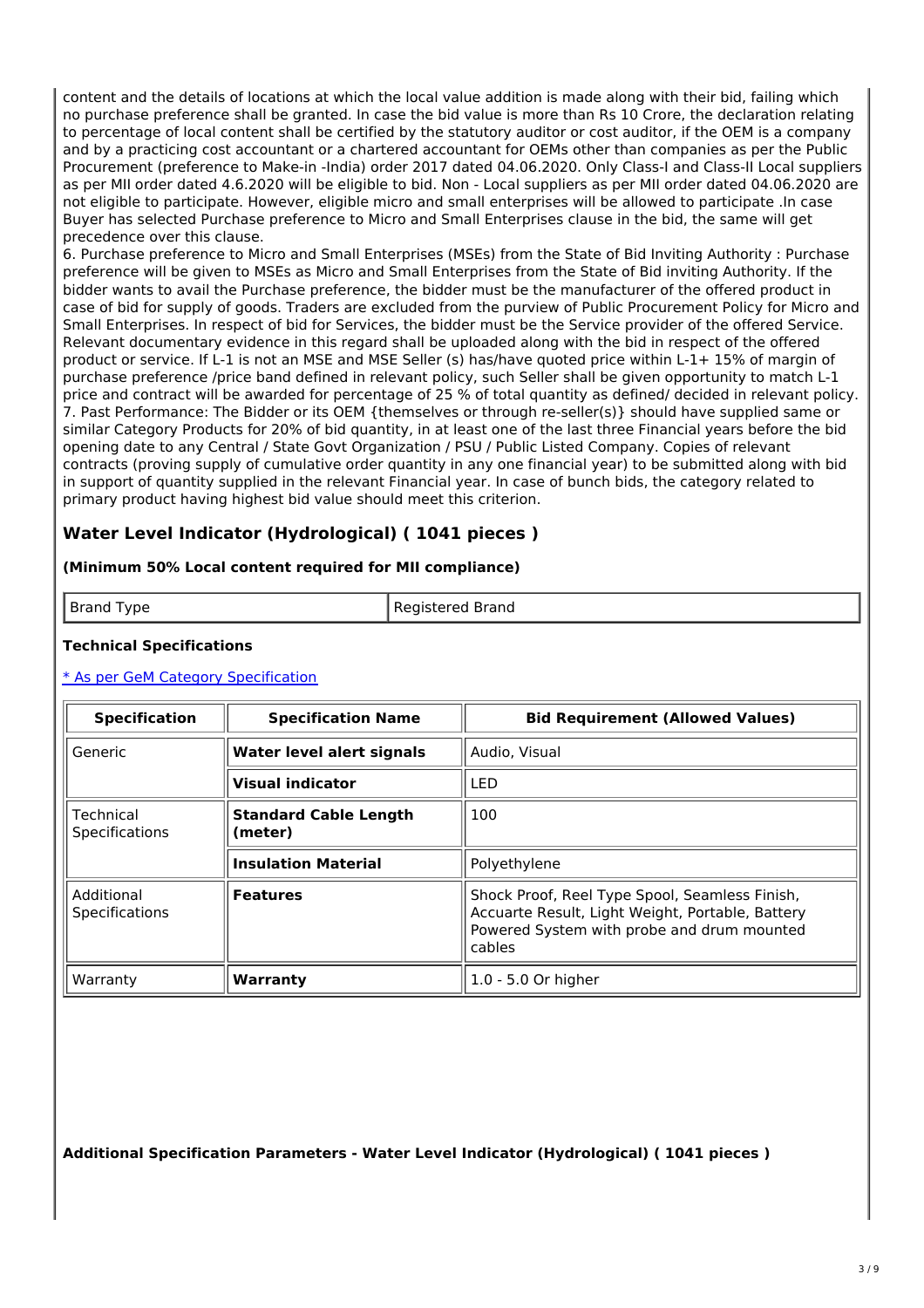content and the details of locations at which the local value addition is made along with their bid, failing which no purchase preference shall be granted. In case the bid value is more than Rs 10 Crore, the declaration relating to percentage of local content shall be certified by the statutory auditor or cost auditor, if the OEM is a company and by a practicing cost accountant or a chartered accountant for OEMs other than companies as per the Public Procurement (preference to Make-in -India) order 2017 dated 04.06.2020. Only Class-I and Class-II Local suppliers as per MII order dated 4.6.2020 will be eligible to bid. Non - Local suppliers as per MII order dated 04.06.2020 are not eligible to participate. However, eligible micro and small enterprises will be allowed to participate .In case Buyer has selected Purchase preference to Micro and Small Enterprises clause in the bid, the same will get precedence over this clause.

6. Purchase preference to Micro and Small Enterprises (MSEs) from the State of Bid Inviting Authority : Purchase preference will be given to MSEs as Micro and Small Enterprises from the State of Bid inviting Authority. If the bidder wants to avail the Purchase preference, the bidder must be the manufacturer of the offered product in case of bid for supply of goods. Traders are excluded from the purview of Public Procurement Policy for Micro and Small Enterprises. In respect of bid for Services, the bidder must be the Service provider of the offered Service. Relevant documentary evidence in this regard shall be uploaded along with the bid in respect of the offered product or service. If L-1 is not an MSE and MSE Seller (s) has/have quoted price within L-1+ 15% of margin of purchase preference /price band defined in relevant policy, such Seller shall be given opportunity to match L-1 price and contract will be awarded for percentage of 25 % of total quantity as defined/ decided in relevant policy.

7. Past Performance: The Bidder or its OEM {themselves or through re-seller(s)} should have supplied same or similar Category Products for 20% of bid quantity, in at least one of the last three Financial years before the bid opening date to any Central / State Govt Organization / PSU / Public Listed Company. Copies of relevant contracts (proving supply of cumulative order quantity in any one financial year) to be submitted along with bid in support of quantity supplied in the relevant Financial year. In case of bunch bids, the category related to primary product having highest bid value should meet this criterion.

## Water Level Indicator (Hydrological) ( 1041 pieces )

**(Minimum 50% Local content required for MII compliance)**

| Brand Type | Registered Brand |
|---|---|

**Technical Specifications**

[* As per GeM Category Specification]

| Specification | Specification Name | Bid Requirement (Allowed Values) |
|---|---|---|
| Generic | **Water level alert signals** | Audio, Visual |
| | **Visual indicator** | LED |
| Technical Specifications | **Standard Cable Length (meter)** | 100 |
| | **Insulation Material** | Polyethylene |
| Additional Specifications | **Features** | Shock Proof, Reel Type Spool, Seamless Finish, Accuarte Result, Light Weight, Portable, Battery Powered System with probe and drum mounted cables |
| Warranty | **Warranty** | 1.0 - 5.0 Or higher |

**Additional Specification Parameters - Water Level Indicator (Hydrological) ( 1041 pieces )**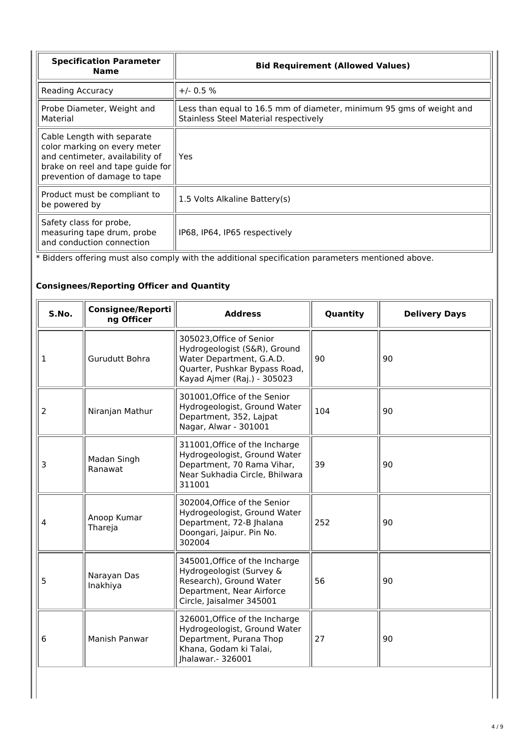| Specification Parameter Name | Bid Requirement (Allowed Values) |
|---|---|
| Reading Accuracy | +/- 0.5 % |
| Probe Diameter, Weight and Material | Less than equal to 16.5 mm of diameter, minimum 95 gms of weight and Stainless Steel Material respectively |
| Cable Length with separate color marking on every meter and centimeter, availability of brake on reel and tape guide for prevention of damage to tape | Yes |
| Product must be compliant to be powered by | 1.5 Volts Alkaline Battery(s) |
| Safety class for probe, measuring tape drum, probe and conduction connection | IP68, IP64, IP65 respectively |

* Bidders offering must also comply with the additional specification parameters mentioned above.

### Consignees/Reporting Officer and Quantity

| S.No. | Consignee/Reporting Officer | Address | Quantity | Delivery Days |
|---|---|---|---|---|
| 1 | Gurudutt Bohra | 305023,Office of Senior Hydrogeologist (S&R), Ground Water Department, G.A.D. Quarter, Pushkar Bypass Road, Kayad Ajmer (Raj.) - 305023 | 90 | 90 |
| 2 | Niranjan Mathur | 301001,Office of the Senior Hydrogeologist, Ground Water Department, 352, Lajpat Nagar, Alwar - 301001 | 104 | 90 |
| 3 | Madan Singh Ranawat | 311001,Office of the Incharge Hydrogeologist, Ground Water Department, 70 Rama Vihar, Near Sukhadia Circle, Bhilwara 311001 | 39 | 90 |
| 4 | Anoop Kumar Thareja | 302004,Office of the Senior Hydrogeologist, Ground Water Department, 72-B Jhalana Doongari, Jaipur. Pin No. 302004 | 252 | 90 |
| 5 | Narayan Das Inakhiya | 345001,Office of the Incharge Hydrogeologist (Survey & Research), Ground Water Department, Near Airforce Circle, Jaisalmer 345001 | 56 | 90 |
| 6 | Manish Panwar | 326001,Office of the Incharge Hydrogeologist, Ground Water Department, Purana Thop Khana, Godam ki Talai, Jhalawar.- 326001 | 27 | 90 |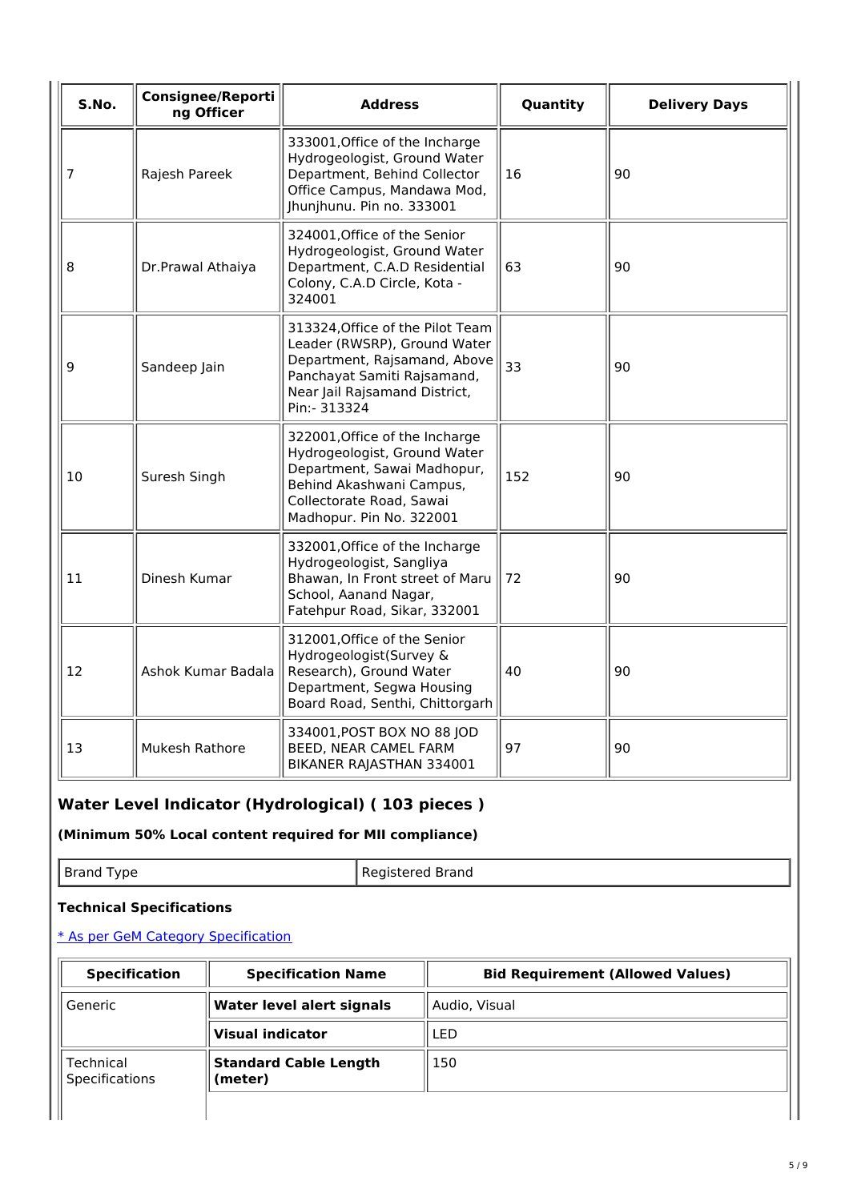| S.No. | Consignee/Reporting Officer | Address | Quantity | Delivery Days |
| --- | --- | --- | --- | --- |
| 7 | Rajesh Pareek | 333001,Office of the Incharge Hydrogeologist, Ground Water Department, Behind Collector Office Campus, Mandawa Mod, Jhunjhunu. Pin no. 333001 | 16 | 90 |
| 8 | Dr.Prawal Athaiya | 324001,Office of the Senior Hydrogeologist, Ground Water Department, C.A.D Residential Colony, C.A.D Circle, Kota - 324001 | 63 | 90 |
| 9 | Sandeep Jain | 313324,Office of the Pilot Team Leader (RWSRP), Ground Water Department, Rajsamand, Above Panchayat Samiti Rajsamand, Near Jail Rajsamand District, Pin:- 313324 | 33 | 90 |
| 10 | Suresh Singh | 322001,Office of the Incharge Hydrogeologist, Ground Water Department, Sawai Madhopur, Behind Akashwani Campus, Collectorate Road, Sawai Madhopur. Pin No. 322001 | 152 | 90 |
| 11 | Dinesh Kumar | 332001,Office of the Incharge Hydrogeologist, Sangliya Bhawan, In Front street of Maru School, Aanand Nagar, Fatehpur Road, Sikar, 332001 | 72 | 90 |
| 12 | Ashok Kumar Badala | 312001,Office of the Senior Hydrogeologist(Survey & Research), Ground Water Department, Segwa Housing Board Road, Senthi, Chittorgarh | 40 | 90 |
| 13 | Mukesh Rathore | 334001,POST BOX NO 88 JOD BEED, NEAR CAMEL FARM BIKANER RAJASTHAN 334001 | 97 | 90 |

### Water Level Indicator (Hydrological) ( 103 pieces )

**(Minimum 50% Local content required for MII compliance)**

| Brand Type | Registered Brand |
| --- | --- |

**Technical Specifications**

[* As per GeM Category Specification]

| Specification | Specification Name | Bid Requirement (Allowed Values) |
| --- | --- | --- |
| Generic | **Water level alert signals** | Audio, Visual |
| | **Visual indicator** | LED |
| Technical Specifications | **Standard Cable Length (meter)** | 150 |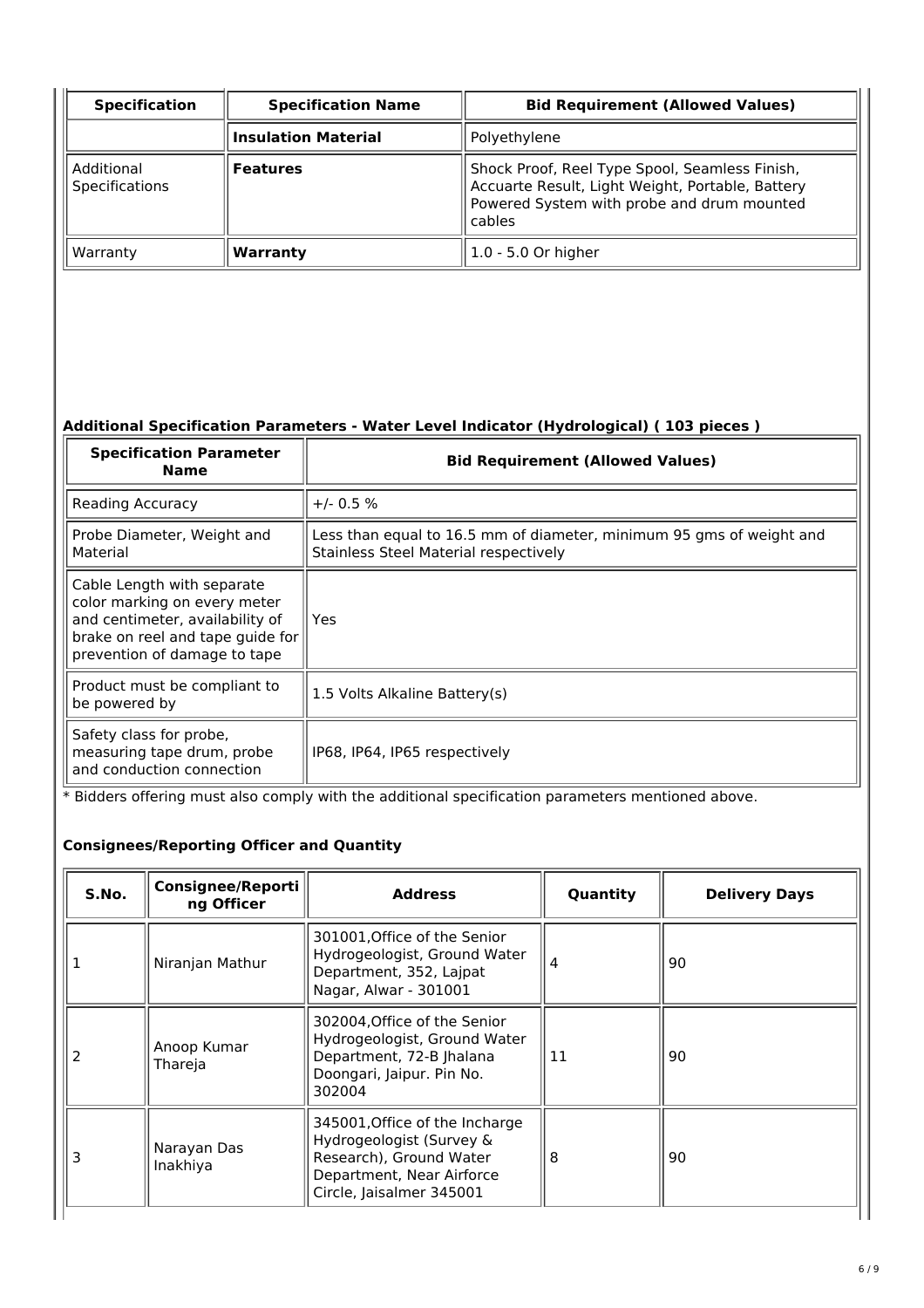| Specification | Specification Name | Bid Requirement (Allowed Values) |
|---|---|---|
| | **Insulation Material** | Polyethylene |
| Additional Specifications | **Features** | Shock Proof, Reel Type Spool, Seamless Finish, Accuarte Result, Light Weight, Portable, Battery Powered System with probe and drum mounted cables |
| Warranty | **Warranty** | 1.0 - 5.0 Or higher |

### Additional Specification Parameters - Water Level Indicator (Hydrological) ( 103 pieces )

| Specification Parameter Name | Bid Requirement (Allowed Values) |
|---|---|
| Reading Accuracy | +/- 0.5 % |
| Probe Diameter, Weight and Material | Less than equal to 16.5 mm of diameter, minimum 95 gms of weight and Stainless Steel Material respectively |
| Cable Length with separate color marking on every meter and centimeter, availability of brake on reel and tape guide for prevention of damage to tape | Yes |
| Product must be compliant to be powered by | 1.5 Volts Alkaline Battery(s) |
| Safety class for probe, measuring tape drum, probe and conduction connection | IP68, IP64, IP65 respectively |

* Bidders offering must also comply with the additional specification parameters mentioned above.

### Consignees/Reporting Officer and Quantity

| S.No. | Consignee/Reporting Officer | Address | Quantity | Delivery Days |
|---|---|---|---|---|
| 1 | Niranjan Mathur | 301001,Office of the Senior Hydrogeologist, Ground Water Department, 352, Lajpat Nagar, Alwar - 301001 | 4 | 90 |
| 2 | Anoop Kumar Thareja | 302004,Office of the Senior Hydrogeologist, Ground Water Department, 72-B Jhalana Doongari, Jaipur. Pin No. 302004 | 11 | 90 |
| 3 | Narayan Das Inakhiya | 345001,Office of the Incharge Hydrogeologist (Survey & Research), Ground Water Department, Near Airforce Circle, Jaisalmer 345001 | 8 | 90 |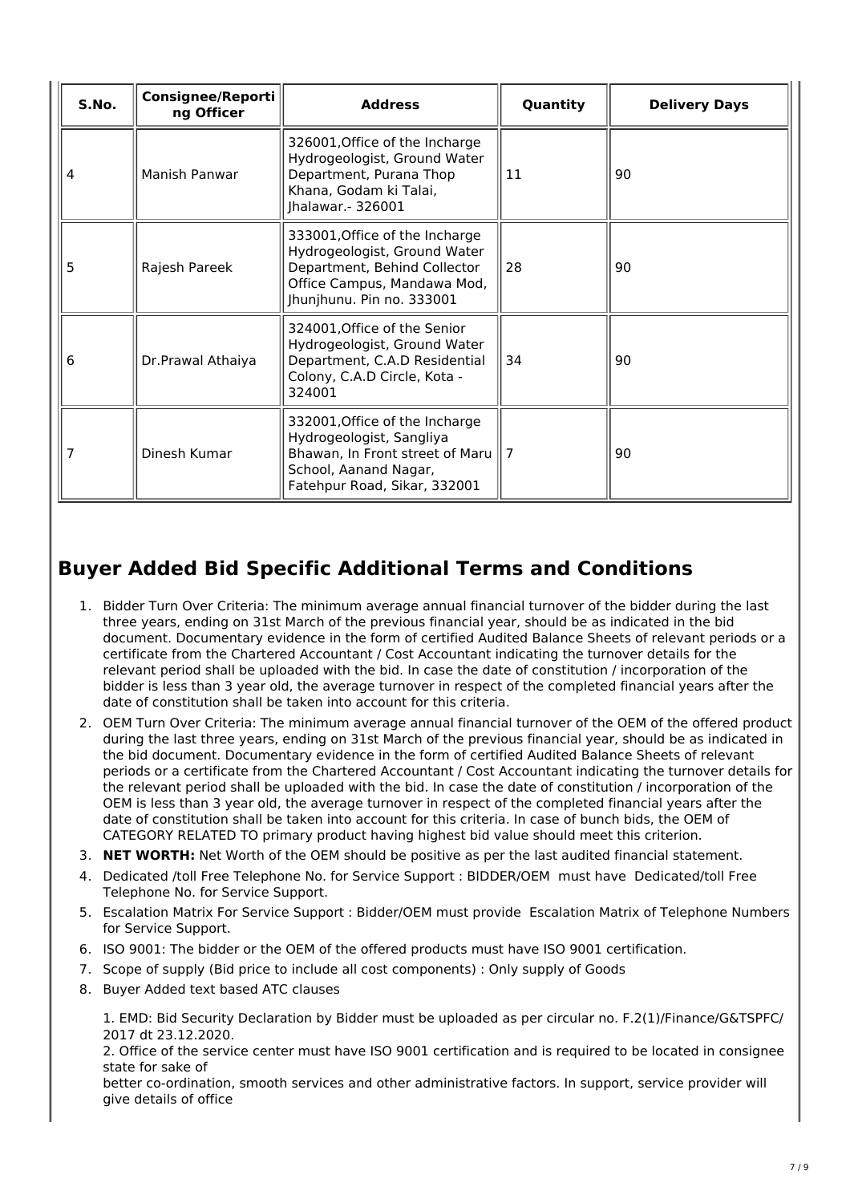| S.No. | Consignee/Reporting Officer | Address | Quantity | Delivery Days |
|---|---|---|---|---|
| 4 | Manish Panwar | 326001,Office of the Incharge Hydrogeologist, Ground Water Department, Purana Thop Khana, Godam ki Talai, Jhalawar.- 326001 | 11 | 90 |
| 5 | Rajesh Pareek | 333001,Office of the Incharge Hydrogeologist, Ground Water Department, Behind Collector Office Campus, Mandawa Mod, Jhunjhunu. Pin no. 333001 | 28 | 90 |
| 6 | Dr.Prawal Athaiya | 324001,Office of the Senior Hydrogeologist, Ground Water Department, C.A.D Residential Colony, C.A.D Circle, Kota - 324001 | 34 | 90 |
| 7 | Dinesh Kumar | 332001,Office of the Incharge Hydrogeologist, Sangliya Bhawan, In Front street of Maru School, Aanand Nagar, Fatehpur Road, Sikar, 332001 | 7 | 90 |

## Buyer Added Bid Specific Additional Terms and Conditions

1. Bidder Turn Over Criteria: The minimum average annual financial turnover of the bidder during the last three years, ending on 31st March of the previous financial year, should be as indicated in the bid document. Documentary evidence in the form of certified Audited Balance Sheets of relevant periods or a certificate from the Chartered Accountant / Cost Accountant indicating the turnover details for the relevant period shall be uploaded with the bid. In case the date of constitution / incorporation of the bidder is less than 3 year old, the average turnover in respect of the completed financial years after the date of constitution shall be taken into account for this criteria.
2. OEM Turn Over Criteria: The minimum average annual financial turnover of the OEM of the offered product during the last three years, ending on 31st March of the previous financial year, should be as indicated in the bid document. Documentary evidence in the form of certified Audited Balance Sheets of relevant periods or a certificate from the Chartered Accountant / Cost Accountant indicating the turnover details for the relevant period shall be uploaded with the bid. In case the date of constitution / incorporation of the OEM is less than 3 year old, the average turnover in respect of the completed financial years after the date of constitution shall be taken into account for this criteria. In case of bunch bids, the OEM of CATEGORY RELATED TO primary product having highest bid value should meet this criterion.
3. **NET WORTH:** Net Worth of the OEM should be positive as per the last audited financial statement.
4. Dedicated /toll Free Telephone No. for Service Support : BIDDER/OEM must have Dedicated/toll Free Telephone No. for Service Support.
5. Escalation Matrix For Service Support : Bidder/OEM must provide Escalation Matrix of Telephone Numbers for Service Support.
6. ISO 9001: The bidder or the OEM of the offered products must have ISO 9001 certification.
7. Scope of supply (Bid price to include all cost components) : Only supply of Goods
8. Buyer Added text based ATC clauses

   1. EMD: Bid Security Declaration by Bidder must be uploaded as per circular no. F.2(1)/Finance/G&TSPFC/ 2017 dt 23.12.2020.
   2. Office of the service center must have ISO 9001 certification and is required to be located in consignee state for sake of
   better co-ordination, smooth services and other administrative factors. In support, service provider will give details of office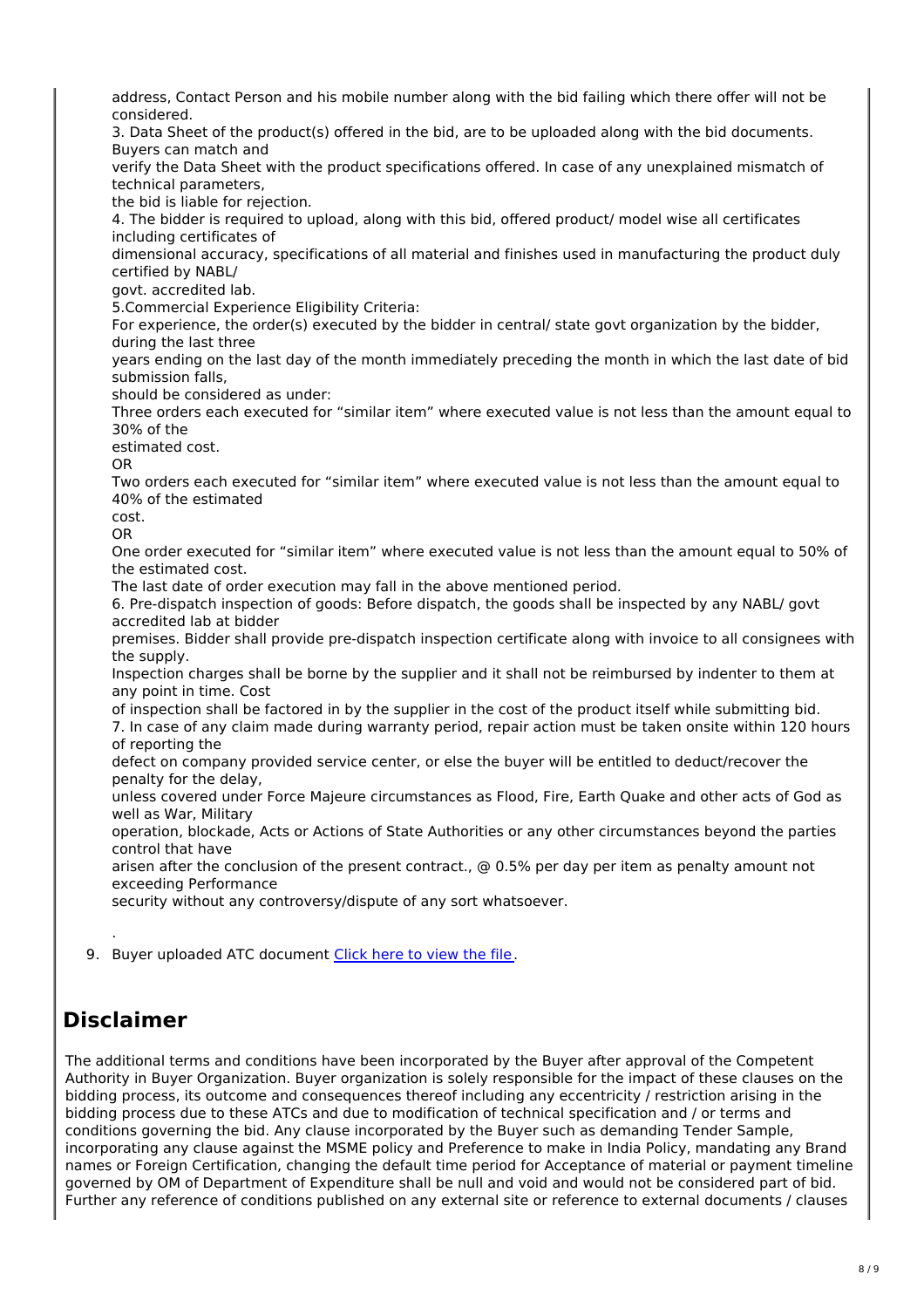address, Contact Person and his mobile number along with the bid failing which there offer will not be considered.

3. Data Sheet of the product(s) offered in the bid, are to be uploaded along with the bid documents. Buyers can match and verify the Data Sheet with the product specifications offered. In case of any unexplained mismatch of technical parameters, the bid is liable for rejection.

4. The bidder is required to upload, along with this bid, offered product/ model wise all certificates including certificates of dimensional accuracy, specifications of all material and finishes used in manufacturing the product duly certified by NABL/ govt. accredited lab.

5.Commercial Experience Eligibility Criteria:

For experience, the order(s) executed by the bidder in central/ state govt organization by the bidder, during the last three years ending on the last day of the month immediately preceding the month in which the last date of bid submission falls, should be considered as under:

Three orders each executed for “similar item” where executed value is not less than the amount equal to 30% of the estimated cost.

OR

Two orders each executed for “similar item” where executed value is not less than the amount equal to 40% of the estimated cost.

OR

One order executed for “similar item” where executed value is not less than the amount equal to 50% of the estimated cost.

The last date of order execution may fall in the above mentioned period.

6. Pre-dispatch inspection of goods: Before dispatch, the goods shall be inspected by any NABL/ govt accredited lab at bidder premises. Bidder shall provide pre-dispatch inspection certificate along with invoice to all consignees with the supply.

Inspection charges shall be borne by the supplier and it shall not be reimbursed by indenter to them at any point in time. Cost of inspection shall be factored in by the supplier in the cost of the product itself while submitting bid.

7. In case of any claim made during warranty period, repair action must be taken onsite within 120 hours of reporting the defect on company provided service center, or else the buyer will be entitled to deduct/recover the penalty for the delay, unless covered under Force Majeure circumstances as Flood, Fire, Earth Quake and other acts of God as well as War, Military operation, blockade, Acts or Actions of State Authorities or any other circumstances beyond the parties control that have arisen after the conclusion of the present contract., @ 0.5% per day per item as penalty amount not exceeding Performance security without any controversy/dispute of any sort whatsoever.

.

9. Buyer uploaded ATC document Click here to view the file.

## Disclaimer

The additional terms and conditions have been incorporated by the Buyer after approval of the Competent Authority in Buyer Organization. Buyer organization is solely responsible for the impact of these clauses on the bidding process, its outcome and consequences thereof including any eccentricity / restriction arising in the bidding process due to these ATCs and due to modification of technical specification and / or terms and conditions governing the bid. Any clause incorporated by the Buyer such as demanding Tender Sample, incorporating any clause against the MSME policy and Preference to make in India Policy, mandating any Brand names or Foreign Certification, changing the default time period for Acceptance of material or payment timeline governed by OM of Department of Expenditure shall be null and void and would not be considered part of bid. Further any reference of conditions published on any external site or reference to external documents / clauses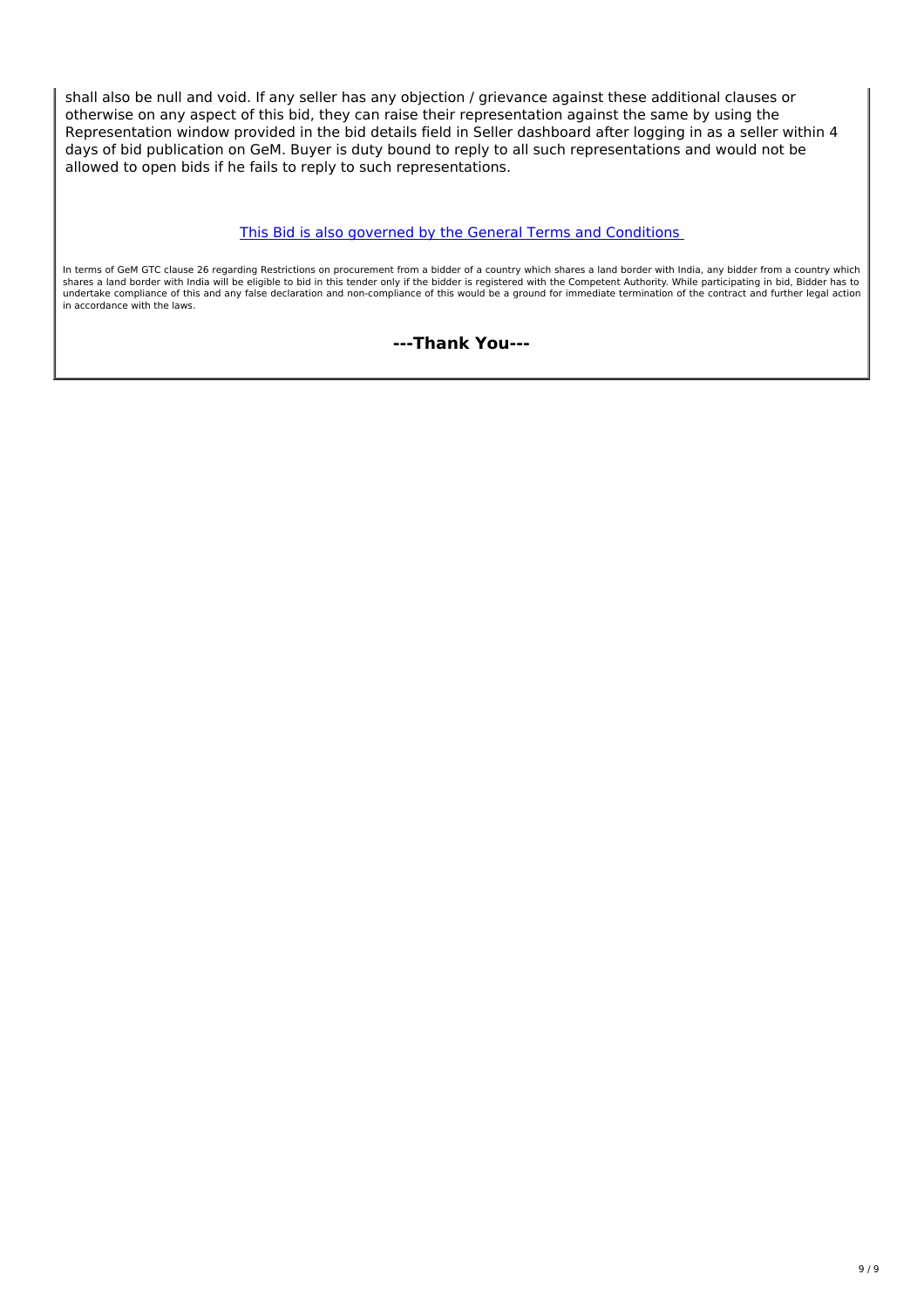shall also be null and void. If any seller has any objection / grievance against these additional clauses or otherwise on any aspect of this bid, they can raise their representation against the same by using the Representation window provided in the bid details field in Seller dashboard after logging in as a seller within 4 days of bid publication on GeM. Buyer is duty bound to reply to all such representations and would not be allowed to open bids if he fails to reply to such representations.

This Bid is also governed by the General Terms and Conditions

In terms of GeM GTC clause 26 regarding Restrictions on procurement from a bidder of a country which shares a land border with India, any bidder from a country which shares a land border with India will be eligible to bid in this tender only if the bidder is registered with the Competent Authority. While participating in bid, Bidder has to undertake compliance of this and any false declaration and non-compliance of this would be a ground for immediate termination of the contract and further legal action in accordance with the laws.

**---Thank You---**